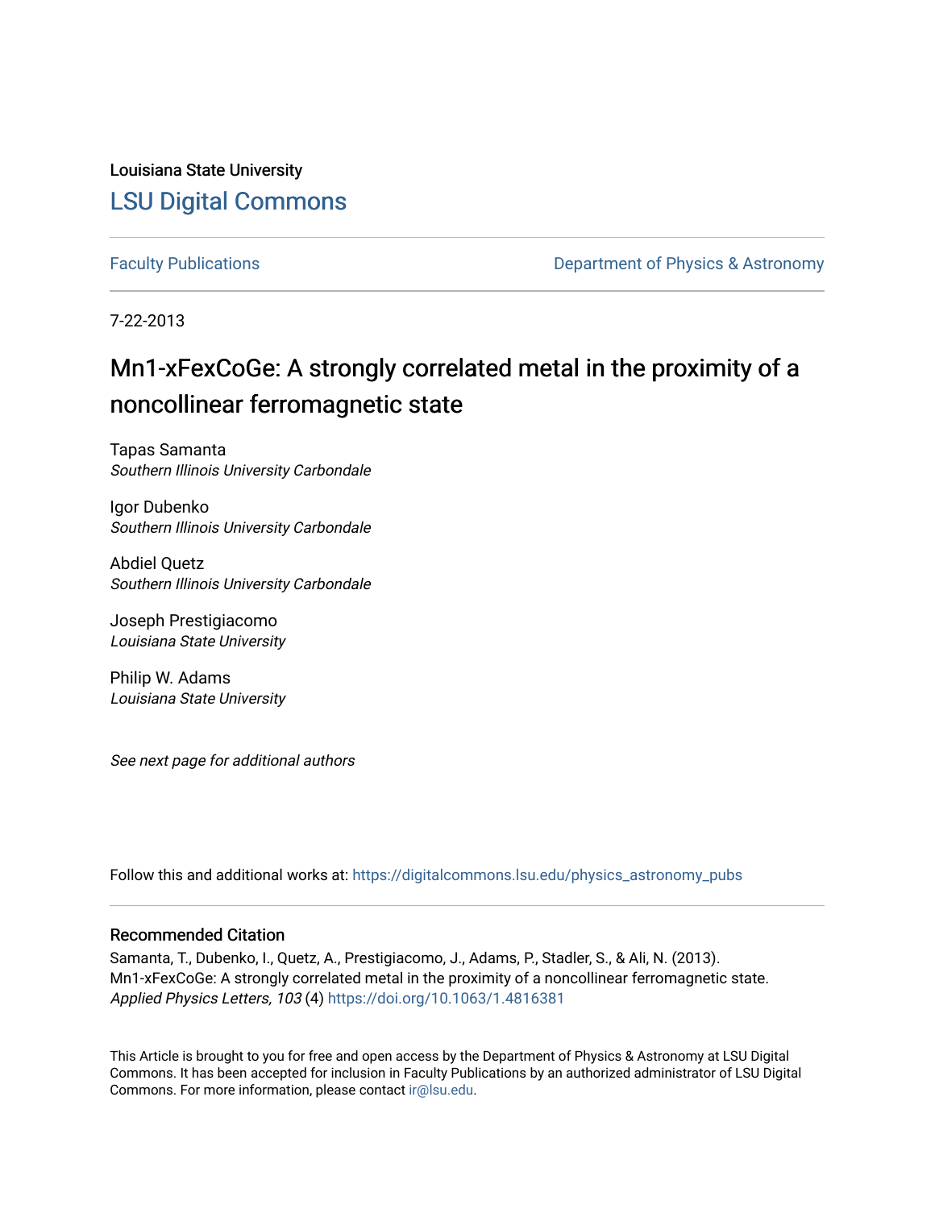Louisiana State University

# LSU Digital Commons

Faculty Publications | Department of Physics & Astronomy

7-22-2013

# $Mn_{1-x}Fe_xCoGe$: A strongly correlated metal in the proximity of a noncollinear ferromagnetic state

Tapas Samanta
*Southern Illinois University Carbondale*

Igor Dubenko
*Southern Illinois University Carbondale*

Abdiel Quetz
*Southern Illinois University Carbondale*

Joseph Prestigiacomo
*Louisiana State University*

Philip W. Adams
*Louisiana State University*

*See next page for additional authors*

Follow this and additional works at: https://digitalcommons.lsu.edu/physics_astronomy_pubs

## Recommended Citation

Samanta, T., Dubenko, I., Quetz, A., Prestigiacomo, J., Adams, P., Stadler, S., & Ali, N. (2013). Mn1-xFexCoGe: A strongly correlated metal in the proximity of a noncollinear ferromagnetic state. *Applied Physics Letters, 103* (4) https://doi.org/10.1063/1.4816381

This Article is brought to you for free and open access by the Department of Physics & Astronomy at LSU Digital Commons. It has been accepted for inclusion in Faculty Publications by an authorized administrator of LSU Digital Commons. For more information, please contact ir@lsu.edu.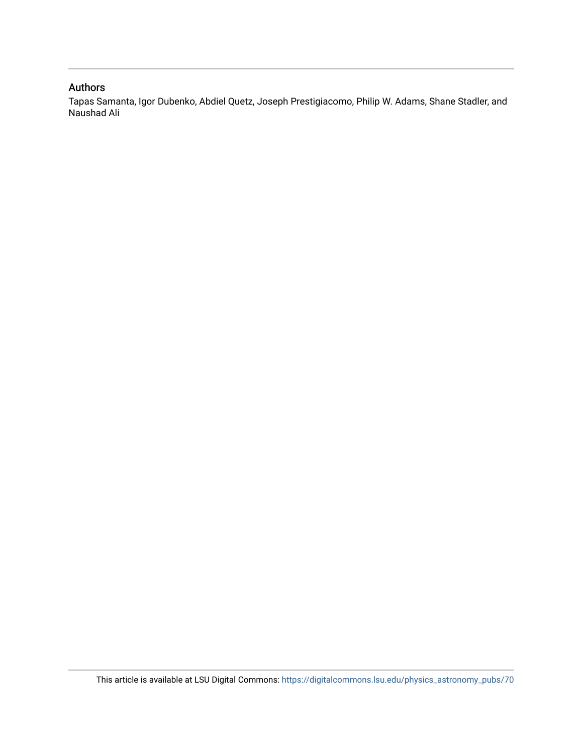## Authors

Tapas Samanta, Igor Dubenko, Abdiel Quetz, Joseph Prestigiacomo, Philip W. Adams, Shane Stadler, and Naushad Ali

This article is available at LSU Digital Commons: https://digitalcommons.lsu.edu/physics_astronomy_pubs/70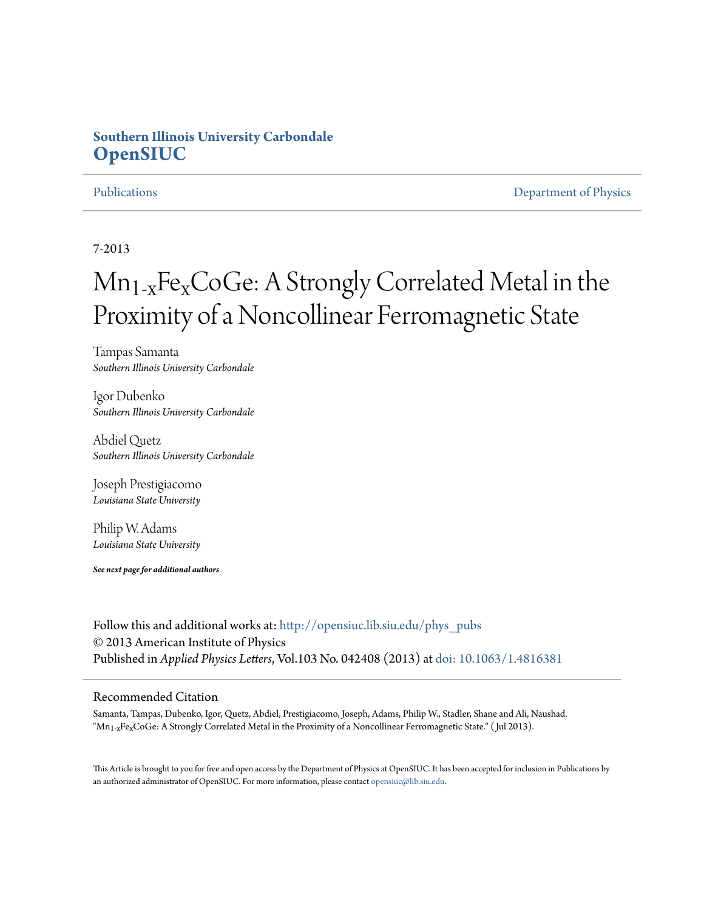Southern Illinois University Carbondale
**OpenSIUC**

Publications | Department of Physics

7-2013

# $Mn_{1-x}Fe_xCoGe$: A Strongly Correlated Metal in the Proximity of a Noncollinear Ferromagnetic State

Tampas Samanta
*Southern Illinois University Carbondale*

Igor Dubenko
*Southern Illinois University Carbondale*

Abdiel Quetz
*Southern Illinois University Carbondale*

Joseph Prestigiacomo
*Louisiana State University*

Philip W. Adams
*Louisiana State University*

***See next page for additional authors***

Follow this and additional works at: http://opensiuc.lib.siu.edu/phys_pubs
© 2013 American Institute of Physics
Published in *Applied Physics Letters*, Vol.103 No. 042408 (2013) at doi: 10.1063/1.4816381

## Recommended Citation

Samanta, Tampas, Dubenko, Igor, Quetz, Abdiel, Prestigiacomo, Joseph, Adams, Philip W., Stadler, Shane and Ali, Naushad. "$Mn_{1-x}Fe_xCoGe$: A Strongly Correlated Metal in the Proximity of a Noncollinear Ferromagnetic State." (Jul 2013).

This Article is brought to you for free and open access by the Department of Physics at OpenSIUC. It has been accepted for inclusion in Publications by an authorized administrator of OpenSIUC. For more information, please contact opensiuc@lib.siu.edu.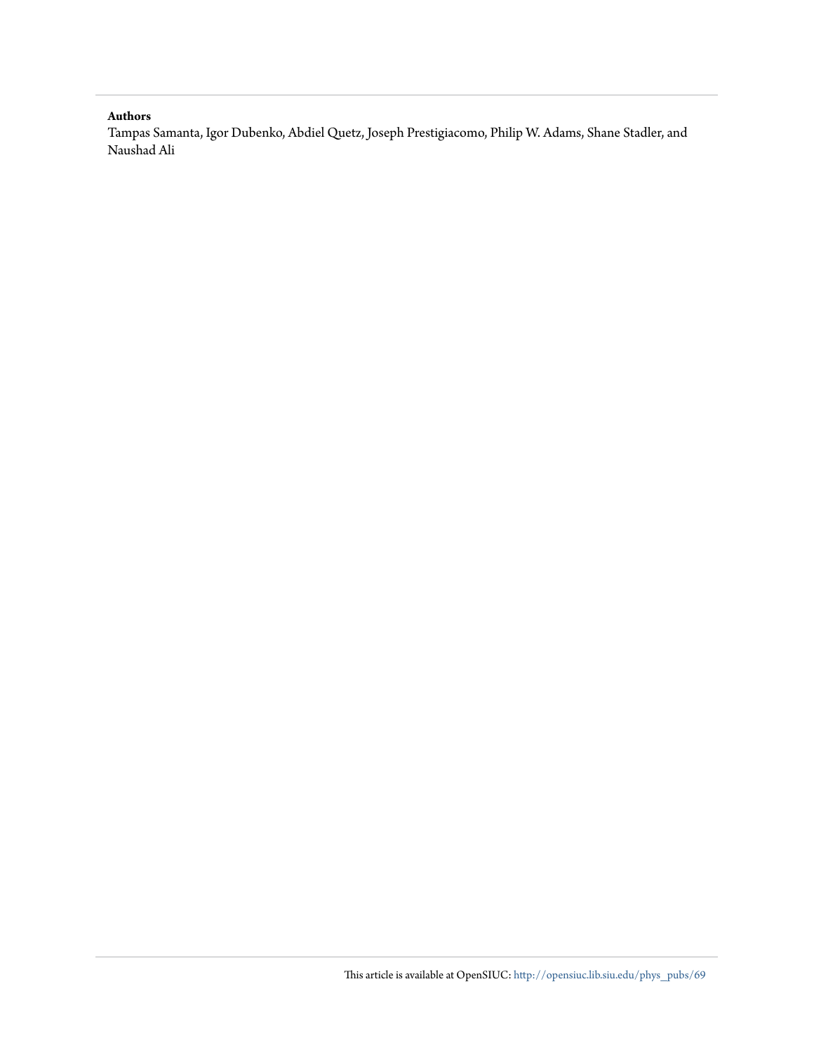**Authors**

Tampas Samanta, Igor Dubenko, Abdiel Quetz, Joseph Prestigiacomo, Philip W. Adams, Shane Stadler, and Naushad Ali

This article is available at OpenSIUC: http://opensiuc.lib.siu.edu/phys_pubs/69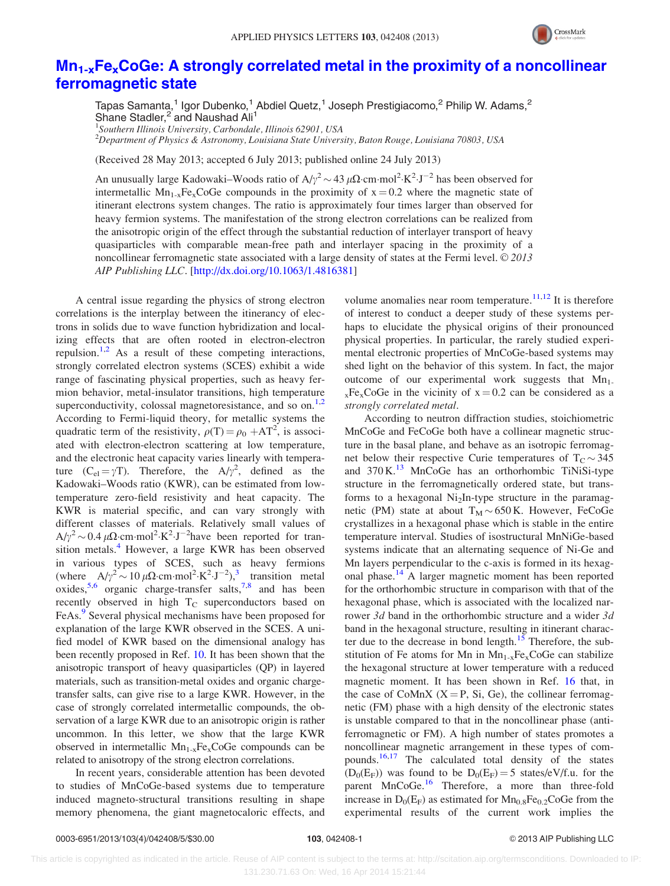# $Mn_{1-x}Fe_xCoGe$: A strongly correlated metal in the proximity of a noncollinear ferromagnetic state

Tapas Samanta,[1] Igor Dubenko,[1] Abdiel Quetz,[1] Joseph Prestigiacomo,[2] Philip W. Adams,[2] Shane Stadler,[2] and Naushad Ali[1]

[1]*Southern Illinois University, Carbondale, Illinois 62901, USA*
[2]*Department of Physics & Astronomy, Louisiana State University, Baton Rouge, Louisiana 70803, USA*

(Received 28 May 2013; accepted 6 July 2013; published online 24 July 2013)

An unusually large Kadowaki–Woods ratio of $A/\gamma^2 \sim 43\ \mu\Omega\cdot\text{cm}\cdot\text{mol}^2\cdot\text{K}^2\cdot\text{J}^{-2}$ has been observed for intermetallic $Mn_{1-x}Fe_xCoGe$ compounds in the proximity of $x = 0.2$ where the magnetic state of itinerant electrons system changes. The ratio is approximately four times larger than observed for heavy fermion systems. The manifestation of the strong electron correlations can be realized from the anisotropic origin of the effect through the substantial reduction of interlayer transport of heavy quasiparticles with comparable mean-free path and interlayer spacing in the proximity of a noncollinear ferromagnetic state associated with a large density of states at the Fermi level. © *2013 AIP Publishing LLC*. [http://dx.doi.org/10.1063/1.4816381]

A central issue regarding the physics of strong electron correlations is the interplay between the itinerancy of electrons in solids due to wave function hybridization and localizing effects that are often rooted in electron-electron repulsion.[1,2] As a result of these competing interactions, strongly correlated electron systems (SCES) exhibit a wide range of fascinating physical properties, such as heavy fermion behavior, metal-insulator transitions, high temperature superconductivity, colossal magnetoresistance, and so on.[1,2] According to Fermi-liquid theory, for metallic systems the quadratic term of the resistivity, $\rho(T) = \rho_0 + AT^2$, is associated with electron-electron scattering at low temperature, and the electronic heat capacity varies linearly with temperature ($C_{el} = \gamma T$). Therefore, the $A/\gamma^2$, defined as the Kadowaki–Woods ratio (KWR), can be estimated from low-temperature zero-field resistivity and heat capacity. The KWR is material specific, and can vary strongly with different classes of materials. Relatively small values of $A/\gamma^2 \sim 0.4\ \mu\Omega\cdot\text{cm}\cdot\text{mol}^2\cdot\text{K}^2\cdot\text{J}^{-2}$ have been reported for transition metals.[4] However, a large KWR has been observed in various types of SCES, such as heavy fermions (where $A/\gamma^2 \sim 10\ \mu\Omega\cdot\text{cm}\cdot\text{mol}^2\cdot\text{K}^2\cdot\text{J}^{-2}$),[3] transition metal oxides,[5,6] organic charge-transfer salts,[7,8] and has been recently observed in high $T_C$ superconductors based on FeAs.[9] Several physical mechanisms have been proposed for explanation of the large KWR observed in the SCES. A unified model of KWR based on the dimensional analogy has been recently proposed in Ref. 10. It has been shown that the anisotropic transport of heavy quasiparticles (QP) in layered materials, such as transition-metal oxides and organic charge-transfer salts, can give rise to a large KWR. However, in the case of strongly correlated intermetallic compounds, the observation of a large KWR due to an anisotropic origin is rather uncommon. In this letter, we show that the large KWR observed in intermetallic $Mn_{1-x}Fe_xCoGe$ compounds can be related to anisotropy of the strong electron correlations.

In recent years, considerable attention has been devoted to studies of MnCoGe-based systems due to temperature induced magneto-structural transitions resulting in shape memory phenomena, the giant magnetocaloric effects, and volume anomalies near room temperature.[11,12] It is therefore of interest to conduct a deeper study of these systems perhaps to elucidate the physical origins of their pronounced physical properties. In particular, the rarely studied experimental electronic properties of MnCoGe-based systems may shed light on the behavior of this system. In fact, the major outcome of our experimental work suggests that $Mn_{1-x}Fe_xCoGe$ in the vicinity of $x = 0.2$ can be considered as a *strongly correlated metal*.

According to neutron diffraction studies, stoichiometric MnCoGe and FeCoGe both have a collinear magnetic structure in the basal plane, and behave as an isotropic ferromagnet below their respective Curie temperatures of $T_C \sim 345$ and 370 K.[13] MnCoGe has an orthorhombic TiNiSi-type structure in the ferromagnetically ordered state, but transforms to a hexagonal $Ni_2In$-type structure in the paramagnetic (PM) state at about $T_M \sim 650$ K. However, FeCoGe crystallizes in a hexagonal phase which is stable in the entire temperature interval. Studies of isostructural MnNiGe-based systems indicate that an alternating sequence of Ni-Ge and Mn layers perpendicular to the c-axis is formed in its hexagonal phase.[14] A larger magnetic moment has been reported for the orthorhombic structure in comparison with that of the hexagonal phase, which is associated with the localized narrower *3d* band in the orthorhombic structure and a wider *3d* band in the hexagonal structure, resulting in itinerant character due to the decrease in bond length.[15] Therefore, the substitution of Fe atoms for Mn in $Mn_{1-x}Fe_xCoGe$ can stabilize the hexagonal structure at lower temperature with a reduced magnetic moment. It has been shown in Ref. 16 that, in the case of CoMnX (X = P, Si, Ge), the collinear ferromagnetic (FM) phase with a high density of the electronic states is unstable compared to that in the noncollinear phase (antiferromagnetic or FM). A high number of states promotes a noncollinear magnetic arrangement in these types of compounds.[16,17] The calculated total density of the states ($D_0(E_F)$) was found to be $D_0(E_F) = 5$ states/eV/f.u. for the parent MnCoGe.[16] Therefore, a more than three-fold increase in $D_0(E_F)$ as estimated for $Mn_{0.8}Fe_{0.2}CoGe$ from the experimental results of the current work implies the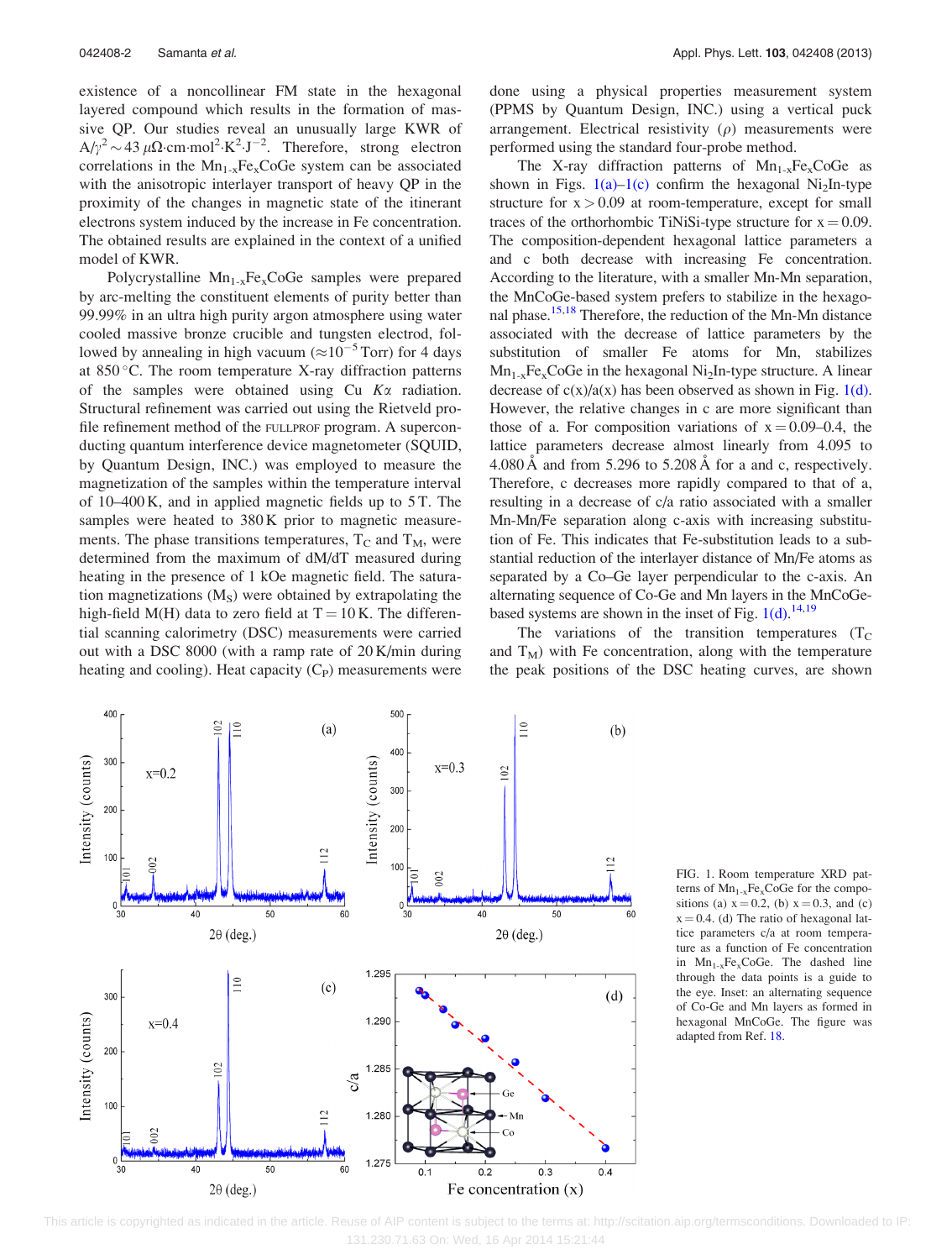existence of a noncollinear FM state in the hexagonal layered compound which results in the formation of massive QP. Our studies reveal an unusually large KWR of $A/\gamma^2 \sim 43\ \mu\Omega\cdot\text{cm}\cdot\text{mol}^2\cdot\text{K}^2\cdot\text{J}^{-2}$. Therefore, strong electron correlations in the $Mn_{1-x}Fe_xCoGe$ system can be associated with the anisotropic interlayer transport of heavy QP in the proximity of the changes in magnetic state of the itinerant electrons system induced by the increase in Fe concentration. The obtained results are explained in the context of a unified model of KWR.

Polycrystalline $Mn_{1-x}Fe_xCoGe$ samples were prepared by arc-melting the constituent elements of purity better than 99.99% in an ultra high purity argon atmosphere using water cooled massive bronze crucible and tungsten electrod, followed by annealing in high vacuum ($\approx 10^{-5}$ Torr) for 4 days at 850 °C. The room temperature X-ray diffraction patterns of the samples were obtained using Cu $K\alpha$ radiation. Structural refinement was carried out using the Rietveld profile refinement method of the FULLPROF program. A superconducting quantum interference device magnetometer (SQUID, by Quantum Design, INC.) was employed to measure the magnetization of the samples within the temperature interval of 10–400 K, and in applied magnetic fields up to 5 T. The samples were heated to 380 K prior to magnetic measurements. The phase transitions temperatures, $T_C$ and $T_M$, were determined from the maximum of dM/dT measured during heating in the presence of 1 kOe magnetic field. The saturation magnetizations ($M_S$) were obtained by extrapolating the high-field M(H) data to zero field at T = 10 K. The differential scanning calorimetry (DSC) measurements were carried out with a DSC 8000 (with a ramp rate of 20 K/min during heating and cooling). Heat capacity ($C_P$) measurements were done using a physical properties measurement system (PPMS by Quantum Design, INC.) using a vertical puck arrangement. Electrical resistivity ($\rho$) measurements were performed using the standard four-probe method.

The X-ray diffraction patterns of $Mn_{1-x}Fe_xCoGe$ as shown in Figs. 1(a)–1(c) confirm the hexagonal $Ni_2In$-type structure for x > 0.09 at room-temperature, except for small traces of the orthorhombic TiNiSi-type structure for x = 0.09. The composition-dependent hexagonal lattice parameters a and c both decrease with increasing Fe concentration. According to the literature, with a smaller Mn-Mn separation, the MnCoGe-based system prefers to stabilize in the hexagonal phase.[15,18] Therefore, the reduction of the Mn-Mn distance associated with the decrease of lattice parameters by the substitution of smaller Fe atoms for Mn, stabilizes $Mn_{1-x}Fe_xCoGe$ in the hexagonal $Ni_2In$-type structure. A linear decrease of c(x)/a(x) has been observed as shown in Fig. 1(d). However, the relative changes in c are more significant than those of a. For composition variations of x = 0.09–0.4, the lattice parameters decrease almost linearly from 4.095 to 4.080 Å and from 5.296 to 5.208 Å for a and c, respectively. Therefore, c decreases more rapidly compared to that of a, resulting in a decrease of c/a ratio associated with a smaller Mn-Mn/Fe separation along c-axis with increasing substitution of Fe. This indicates that Fe-substitution leads to a substantial reduction of the interlayer distance of Mn/Fe atoms as separated by a Co–Ge layer perpendicular to the c-axis. An alternating sequence of Co-Ge and Mn layers in the MnCoGe-based systems are shown in the inset of Fig. 1(d).[14,19]

The variations of the transition temperatures ($T_C$ and $T_M$) with Fe concentration, along with the temperature the peak positions of the DSC heating curves, are shown

FIG. 1. Room temperature XRD patterns of $Mn_{1-x}Fe_xCoGe$ for the compositions (a) x = 0.2, (b) x = 0.3, and (c) x = 0.4. (d) The ratio of hexagonal lattice parameters c/a at room temperature as a function of Fe concentration in $Mn_{1-x}Fe_xCoGe$. The dashed line through the data points is a guide to the eye. Inset: an alternating sequence of Co-Ge and Mn layers as formed in hexagonal MnCoGe. The figure was adapted from Ref. 18.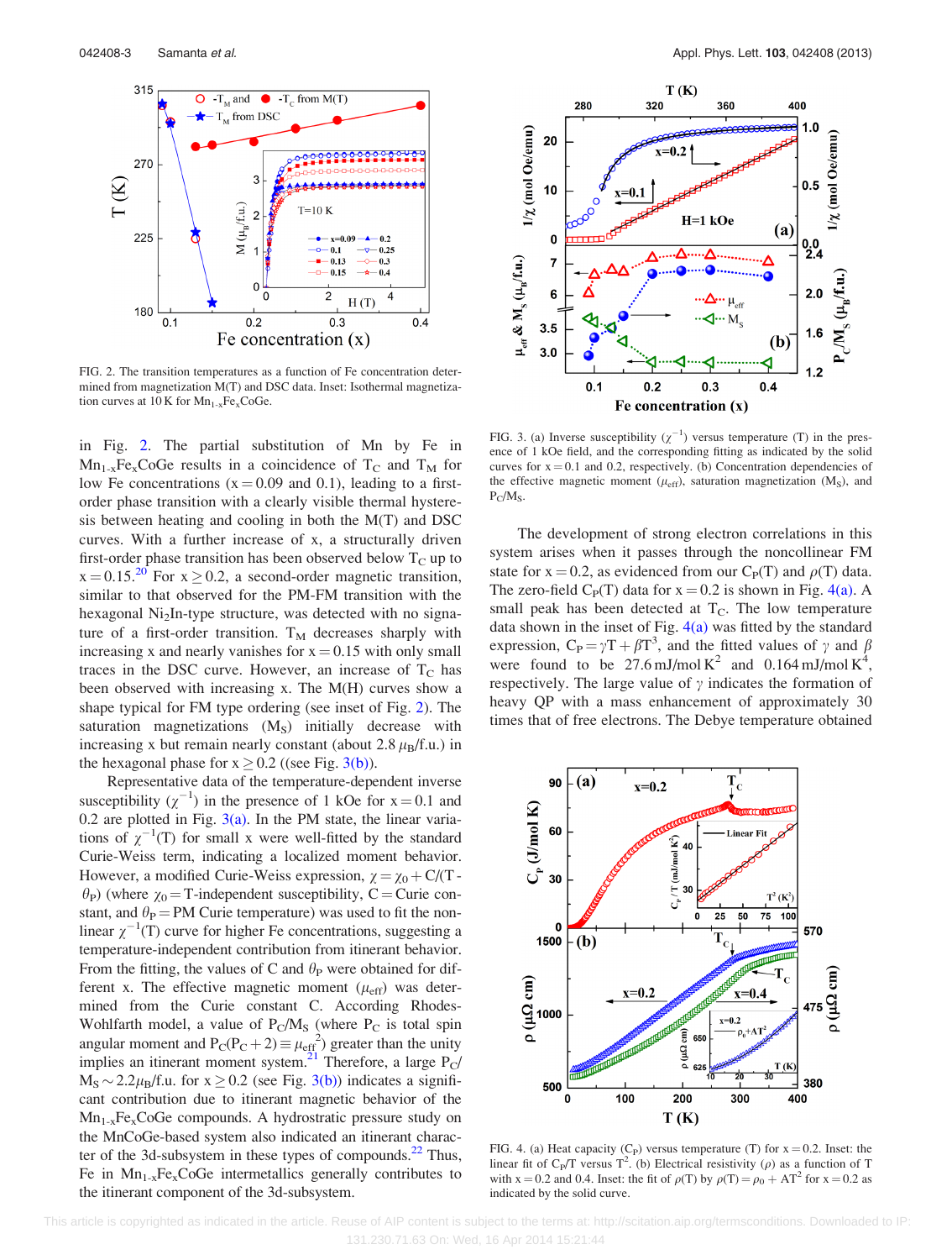FIG. 2. The transition temperatures as a function of Fe concentration determined from magnetization M(T) and DSC data. Inset: Isothermal magnetization curves at 10 K for $Mn_{1-x}Fe_xCoGe$.

in Fig. 2. The partial substitution of Mn by Fe in $Mn_{1-x}Fe_xCoGe$ results in a coincidence of $T_C$ and $T_M$ for low Fe concentrations (x = 0.09 and 0.1), leading to a first-order phase transition with a clearly visible thermal hysteresis between heating and cooling in both the M(T) and DSC curves. With a further increase of x, a structurally driven first-order phase transition has been observed below $T_C$ up to x = 0.15.[20] For x ≥ 0.2, a second-order magnetic transition, similar to that observed for the PM-FM transition with the hexagonal $Ni_2In$-type structure, was detected with no signature of a first-order transition. $T_M$ decreases sharply with increasing x and nearly vanishes for x = 0.15 with only small traces in the DSC curve. However, an increase of $T_C$ has been observed with increasing x. The M(H) curves show a shape typical for FM type ordering (see inset of Fig. 2). The saturation magnetizations ($M_S$) initially decrease with increasing x but remain nearly constant (about 2.8 $\mu_B$/f.u.) in the hexagonal phase for x ≥ 0.2 ((see Fig. 3(b)).

Representative data of the temperature-dependent inverse susceptibility ($\chi^{-1}$) in the presence of 1 kOe for x = 0.1 and 0.2 are plotted in Fig. 3(a). In the PM state, the linear variations of $\chi^{-1}$(T) for small x were well-fitted by the standard Curie-Weiss term, indicating a localized moment behavior. However, a modified Curie-Weiss expression, $\chi = \chi_0 + C/(T - \theta_P)$ (where $\chi_0$ = T-independent susceptibility, C = Curie constant, and $\theta_P$ = PM Curie temperature) was used to fit the nonlinear $\chi^{-1}$(T) curve for higher Fe concentrations, suggesting a temperature-independent contribution from itinerant behavior. From the fitting, the values of C and $\theta_P$ were obtained for different x. The effective magnetic moment ($\mu_{eff}$) was determined from the Curie constant C. According Rhodes-Wohlfarth model, a value of $P_C/M_S$ (where $P_C$ is total spin angular momenter and $P_C(P_C+2) \equiv \mu_{eff}^2$) greater than the unity implies an itinerant system.[21] Therefore, a large $P_C/M_S \sim 2.2\mu_B$/f.u. for x ≥ 0.2 (see Fig. 3(b)) indicates a significant contribution due to itinerant magnetic behavior of the $Mn_{1-x}Fe_xCoGe$ compounds. A hydrostratic pressure study on the MnCoGe-based system also indicated an itinerant character of the 3d-subsystem in these types of compounds.[22] Thus, Fe in $Mn_{1-x}Fe_xCoGe$ intermetallics generally contributes to the itinerant component of the 3d-subsystem.

FIG. 3. (a) Inverse susceptibility ($\chi^{-1}$) versus temperature (T) in the presence of 1 kOe field, and the corresponding fitting as indicated by the solid curves for x = 0.1 and 0.2, respectively. (b) Concentration dependencies of the effective magnetic moment ($\mu_{eff}$), saturation magnetization ($M_S$), and $P_C/M_S$.

The development of strong electron correlations in this system arises when it passes through the noncollinear FM state for x = 0.2, as evidenced from our $C_P$(T) and $\rho$(T) data. The zero-field $C_P$(T) data for x = 0.2 is shown in Fig. 4(a). A small peak has been detected at $T_C$. The low temperature data shown in the inset of Fig. 4(a) was fitted by the standard expression, $C_P = \gamma T + \beta T^3$, and the fitted values of $\gamma$ and $\beta$ were found to be 27.6 mJ/mol $K^2$ and 0.164 mJ/mol $K^4$, respectively. The large value of $\gamma$ indicates the formation of heavy QP with a mass enhancement of approximately 30 times that of free electrons. The Debye temperature obtained

FIG. 4. (a) Heat capacity ($C_P$) versus temperature (T) for x = 0.2. Inset: the linear fit of $C_P$/T versus $T^2$. (b) Electrical resistivity ($\rho$) as a function of T with x = 0.2 and 0.4. Inset: the fit of $\rho$(T) by $\rho(T) = \rho_0 + AT^2$ for x = 0.2 as indicated by the solid curve.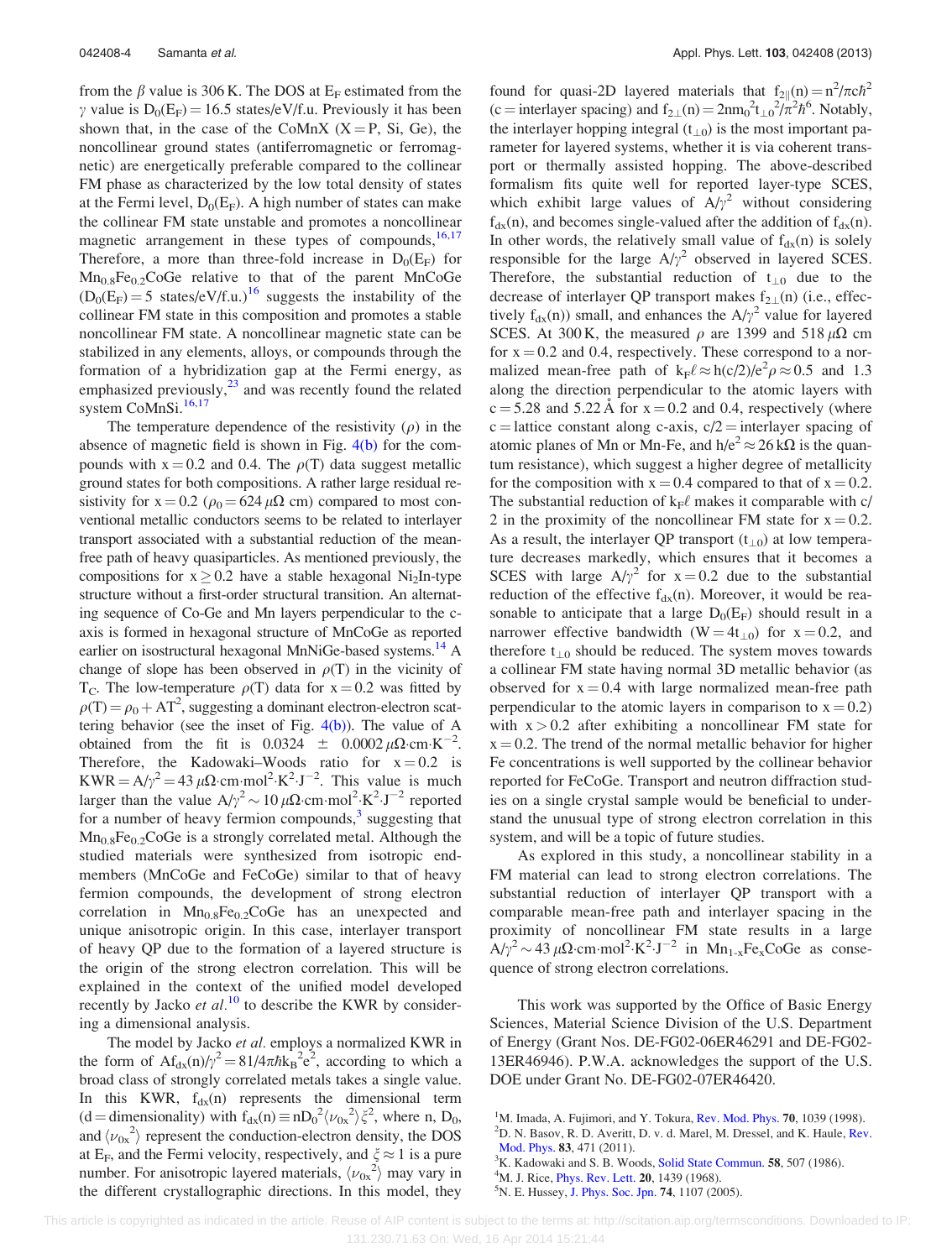from the $\beta$ value is 306 K. The DOS at $E_F$ estimated from the $\gamma$ value is $D_0(E_F) = 16.5$ states/eV/f.u. Previously it has been shown that, in the case of the CoMnX (X = P, Si, Ge), the noncollinear ground states (antiferromagnetic or ferromagnetic) are energetically preferable compared to the collinear FM phase as characterized by the low total density of states at the Fermi level, $D_0(E_F)$. A high number of states can make the collinear FM state unstable and promotes a noncollinear magnetic arrangement in these types of compounds.[16,17] Therefore, a more than three-fold increase in $D_0(E_F)$ for $Mn_{0.8}Fe_{0.2}CoGe$ relative to that of the parent MnCoGe ($D_0(E_F) = 5$ states/eV/f.u.)[16] suggests the instability of the collinear FM state in this composition and promotes a stable noncollinear FM state. A noncollinear magnetic state can be stabilized in any elements, alloys, or compounds through the formation of a hybridization gap at the Fermi energy, as emphasized previously,[23] and was recently found the related system CoMnSi.[16,17]

The temperature dependence of the resistivity ($\rho$) in the absence of magnetic field is shown in Fig. 4(b) for the compounds with x = 0.2 and 0.4. The $\rho$(T) data suggest metallic ground states for both compositions. A rather large residual resistivity for x = 0.2 ($\rho_0 = 624\,\mu\Omega$ cm) compared to most conventional metallic conductors seems to be related to interlayer transport associated with a substantial reduction of the mean-free path of heavy quasiparticles. As mentioned previously, the compositions for $x \geq 0.2$ have a stable hexagonal $Ni_2In$-type structure without a first-order structural transition. An alternating sequence of Co-Ge and Mn layers perpendicular to the c-axis is formed in hexagonal structure of MnCoGe as reported earlier on isostructural hexagonal MnNiGe-based systems.[14] A change of slope has been observed in $\rho$(T) in the vicinity of $T_C$. The low-temperature $\rho$(T) data for x = 0.2 was fitted by $\rho(T) = \rho_0 + AT^2$, suggesting a dominant electron-electron scattering behavior (see the inset of Fig. 4(b)). The value of A obtained from the fit is $0.0324 \pm 0.0002\,\mu\Omega\cdot\text{cm}\cdot\text{K}^{-2}$. Therefore, the Kadowaki–Woods ratio for x = 0.2 is $KWR = A/\gamma^2 = 43\,\mu\Omega\cdot\text{cm}\cdot\text{mol}^2\cdot\text{K}^2\cdot\text{J}^{-2}$. This value is much larger than the value $A/\gamma^2 \sim 10\,\mu\Omega\cdot\text{cm}\cdot\text{mol}^2\cdot\text{K}^2\cdot\text{J}^{-2}$ reported for a number of heavy fermion compounds,[3] suggesting that $Mn_{0.8}Fe_{0.2}CoGe$ is a strongly correlated metal. Although the studied materials were synthesized from isotropic endmembers (MnCoGe and FeCoGe) similar to that of heavy fermion compounds, the development of strong electron correlation in $Mn_{0.8}Fe_{0.2}CoGe$ has an unexpected and unique anisotropic origin. In this case, interlayer transport of heavy QP due to the formation of a layered structure is the origin of the strong electron correlation. This will be explained in the context of the unified model developed recently by Jacko *et al.*[10] to describe the KWR by considering a dimensional analysis.

The model by Jacko *et al.* employs a normalized KWR in the form of $Af_{dx}(n)/\gamma^2 = 81/4\pi\hbar k_B^2 e^2$, according to which a broad class of strongly correlated metals takes a single value. In this KWR, $f_{dx}(n)$ represents the dimensional term (d = dimensionality) with $f_{dx}(n) \equiv nD_0^2\langle\nu_{0x}^2\rangle\xi^2$, where n, $D_0$, and $\langle\nu_{0x}^2\rangle$ represent the conduction-electron density, the DOS at $E_F$, and the Fermi velocity, respectively, and $\xi \approx 1$ is a pure number. For anisotropic layered materials, $\langle\nu_{0x}^2\rangle$ may vary in the different crystallographic directions. In this model, they found for quasi-2D layered materials that $f_{2\|}(n) = n^2/\pi c\hbar^2$ (c = interlayer spacing) and $f_{2\perp}(n) = 2nm_0^2 t_{\perp 0}^2/\pi^2\hbar^6$. Notably, the interlayer hopping integral ($t_{\perp 0}$) is the most important parameter for layered systems, whether it is via coherent transport or thermally assisted hopping. The above-described formalism fits quite well for reported layer-type SCES, which exhibit large values of $A/\gamma^2$ without considering $f_{dx}(n)$, and becomes single-valued after the addition of $f_{dx}(n)$. In other words, the relatively small value of $f_{dx}(n)$ is solely responsible for the large $A/\gamma^2$ observed in layered SCES. Therefore, the substantial reduction of $t_{\perp 0}$ due to the decrease of interlayer QP transport makes $f_{2\perp}(n)$ (i.e., effectively $f_{dx}(n)$) small, and enhances the $A/\gamma^2$ value for layered SCES. At 300 K, the measured $\rho$ are 1399 and 518 $\mu\Omega$ cm for x = 0.2 and 0.4, respectively. These correspond to a normalized mean-free path of $k_F\ell \approx h(c/2)/e^2\rho \approx 0.5$ and 1.3 along the direction perpendicular to the atomic layers with c = 5.28 and 5.22 Å for x = 0.2 and 0.4, respectively (where c = lattice constant along c-axis, c/2 = interlayer spacing of atomic planes of Mn or Mn-Fe, and $h/e^2 \approx 26\,\text{k}\Omega$ is the quantum resistance), which suggest a higher degree of metallicity for the composition with x = 0.4 compared to that of x = 0.2. The substantial reduction of $k_F\ell$ makes it comparable with c/2 in the proximity of the noncollinear FM state for x = 0.2. As a result, the interlayer QP transport ($t_{\perp 0}$) at low temperature decreases markedly, which ensures that it becomes a SCES with large $A/\gamma^2$ for x = 0.2 due to the substantial reduction of the effective $f_{dx}(n)$. Moreover, it would be reasonable to anticipate that a large $D_0(E_F)$ should result in a narrower effective bandwidth ($W = 4t_{\perp 0}$) for x = 0.2, and therefore $t_{\perp 0}$ should be reduced. The system moves towards a collinear FM state having normal 3D metallic behavior (as observed for x = 0.4 with large normalized mean-free path perpendicular to the atomic layers in comparison to x = 0.2) with x > 0.2 after exhibiting a noncollinear FM state for x = 0.2. The trend of the normal metallic behavior for higher Fe concentrations is well supported by the collinear behavior reported for FeCoGe. Transport and neutron diffraction studies on a single crystal sample would be beneficial to understand the unusual type of strong electron correlation in this system, and will be a topic of future studies.

As explored in this study, a noncollinear stability in a FM material can lead to strong electron correlations. The substantial reduction of interlayer QP transport with a comparable mean-free path and interlayer spacing in the proximity of noncollinear FM state results in a large $A/\gamma^2 \sim 43\,\mu\Omega\cdot\text{cm}\cdot\text{mol}^2\cdot\text{K}^2\cdot\text{J}^{-2}$ in $Mn_{1-x}Fe_xCoGe$ as consequence of strong electron correlations.

This work was supported by the Office of Basic Energy Sciences, Material Science Division of the U.S. Department of Energy (Grant Nos. DE-FG02-06ER46291 and DE-FG02-13ER46946). P.W.A. acknowledges the support of the U.S. DOE under Grant No. DE-FG02-07ER46420.

[1] M. Imada, A. Fujimori, and Y. Tokura, Rev. Mod. Phys. 70, 1039 (1998).
[2] D. N. Basov, R. D. Averitt, D. v. d. Marel, M. Dressel, and K. Haule, Rev. Mod. Phys. 83, 471 (2011).
[3] K. Kadowaki and S. B. Woods, Solid State Commun. 58, 507 (1986).
[4] M. J. Rice, Phys. Rev. Lett. 20, 1439 (1968).
[5] N. E. Hussey, J. Phys. Soc. Jpn. 74, 1107 (2005).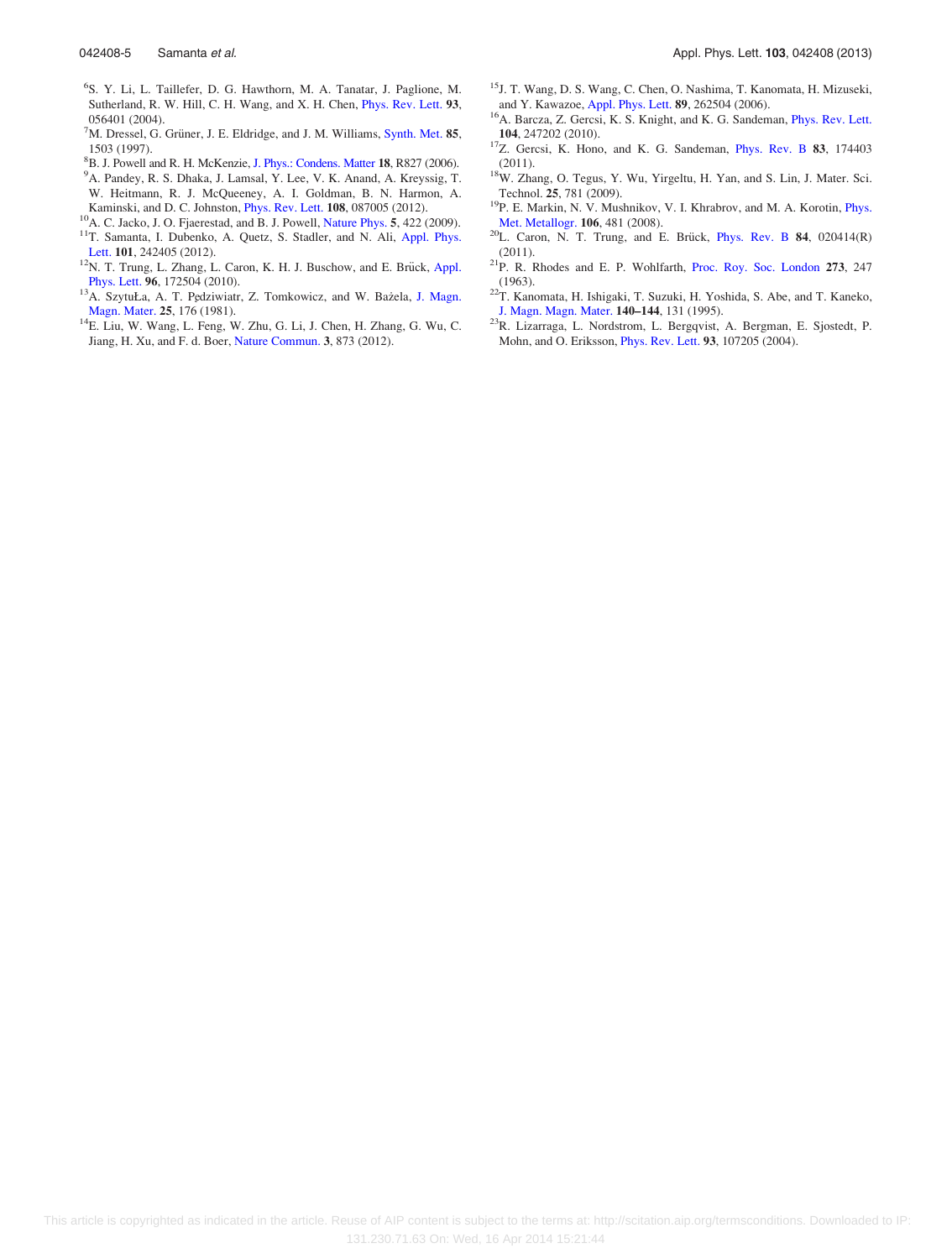[6] S. Y. Li, L. Taillefer, D. G. Hawthorn, M. A. Tanatar, J. Paglione, M. Sutherland, R. W. Hill, C. H. Wang, and X. H. Chen, Phys. Rev. Lett. **93**, 056401 (2004).

[7] M. Dressel, G. Grüner, J. E. Eldridge, and J. M. Williams, Synth. Met. **85**, 1503 (1997).

[8] B. J. Powell and R. H. McKenzie, J. Phys.: Condens. Matter **18**, R827 (2006).

[9] A. Pandey, R. S. Dhaka, J. Lamsal, Y. Lee, V. K. Anand, A. Kreyssig, T. W. Heitmann, R. J. McQueeney, A. I. Goldman, B. N. Harmon, A. Kaminski, and D. C. Johnston, Phys. Rev. Lett. **108**, 087005 (2012).

[10] A. C. Jacko, J. O. Fjaerestad, and B. J. Powell, Nature Phys. **5**, 422 (2009).

[11] T. Samanta, I. Dubenko, A. Quetz, S. Stadler, and N. Ali, Appl. Phys. Lett. **101**, 242405 (2012).

[12] N. T. Trung, L. Zhang, L. Caron, K. H. J. Buschow, and E. Brück, Appl. Phys. Lett. **96**, 172504 (2010).

[13] A. SzytuŁa, A. T. Pędziwiatr, Z. Tomkowicz, and W. Bażela, J. Magn. Magn. Mater. **25**, 176 (1981).

[14] E. Liu, W. Wang, L. Feng, W. Zhu, G. Li, J. Chen, H. Zhang, G. Wu, C. Jiang, H. Xu, and F. d. Boer, Nature Commun. **3**, 873 (2012).

[15] J. T. Wang, D. S. Wang, C. Chen, O. Nashima, T. Kanomata, H. Mizuseki, and Y. Kawazoe, Appl. Phys. Lett. **89**, 262504 (2006).

[16] A. Barcza, Z. Gercsi, K. S. Knight, and K. G. Sandeman, Phys. Rev. Lett. **104**, 247202 (2010).

[17] Z. Gercsi, K. Hono, and K. G. Sandeman, Phys. Rev. B **83**, 174403 (2011).

[18] W. Zhang, O. Tegus, Y. Wu, Yirgeltu, H. Yan, and S. Lin, J. Mater. Sci. Technol. **25**, 781 (2009).

[19] P. E. Markin, N. V. Mushnikov, V. I. Khrabrov, and M. A. Korotin, Phys. Met. Metallogr. **106**, 481 (2008).

[20] L. Caron, N. T. Trung, and E. Brück, Phys. Rev. B **84**, 020414(R) (2011).

[21] P. R. Rhodes and E. P. Wohlfarth, Proc. Roy. Soc. London **273**, 247 (1963).

[22] T. Kanomata, H. Ishigaki, T. Suzuki, H. Yoshida, S. Abe, and T. Kaneko, J. Magn. Magn. Mater. **140–144**, 131 (1995).

[23] R. Lizarraga, L. Nordstrom, L. Bergqvist, A. Bergman, E. Sjostedt, P. Mohn, and O. Eriksson, Phys. Rev. Lett. **93**, 107205 (2004).